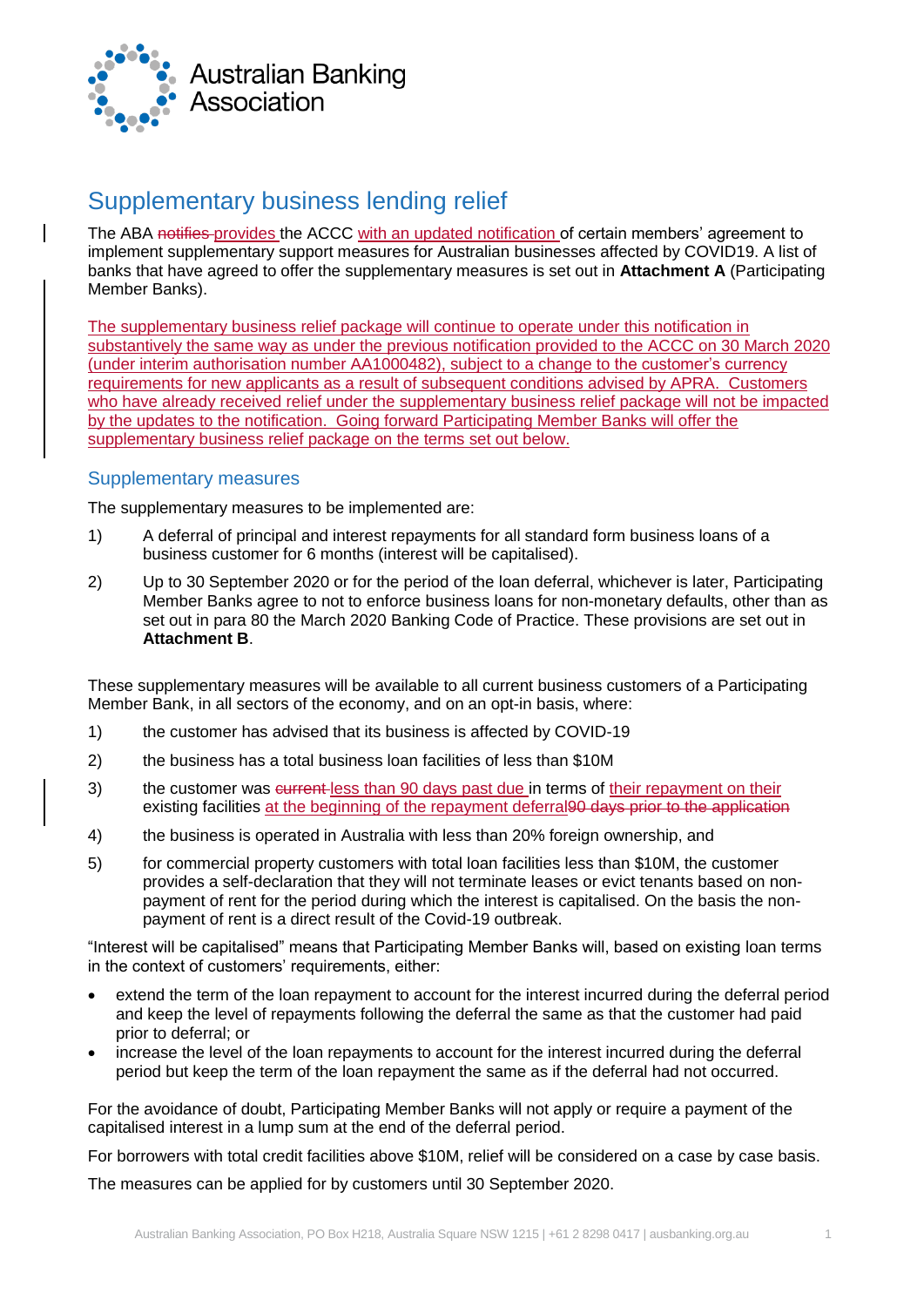# Supplementary business lending relief

The ABA ~~notifies~~ provides the ACCC with an updated notification of certain members' agreement to implement supplementary support measures for Australian businesses affected by COVID19. A list of banks that have agreed to offer the supplementary measures is set out in **Attachment A** (Participating Member Banks).

The supplementary business relief package will continue to operate under this notification in substantively the same way as under the previous notification provided to the ACCC on 30 March 2020 (under interim authorisation number AA1000482), subject to a change to the customer's currency requirements for new applicants as a result of subsequent conditions advised by APRA. Customers who have already received relief under the supplementary business relief package will not be impacted by the updates to the notification. Going forward Participating Member Banks will offer the supplementary business relief package on the terms set out below.

## Supplementary measures

The supplementary measures to be implemented are:

1) A deferral of principal and interest repayments for all standard form business loans of a business customer for 6 months (interest will be capitalised).

2) Up to 30 September 2020 or for the period of the loan deferral, whichever is later, Participating Member Banks agree to not to enforce business loans for non-monetary defaults, other than as set out in para 80 the March 2020 Banking Code of Practice. These provisions are set out in **Attachment B**.

These supplementary measures will be available to all current business customers of a Participating Member Bank, in all sectors of the economy, and on an opt-in basis, where:

1) the customer has advised that its business is affected by COVID-19

2) the business has a total business loan facilities of less than $10M

3) the customer was ~~current~~ less than 90 days past due in terms of their repayment on their existing facilities at the beginning of the repayment deferral ~~90 days prior to the application~~

4) the business is operated in Australia with less than 20% foreign ownership, and

5) for commercial property customers with total loan facilities less than $10M, the customer provides a self-declaration that they will not terminate leases or evict tenants based on non-payment of rent for the period during which the interest is capitalised. On the basis the non-payment of rent is a direct result of the Covid-19 outbreak.

"Interest will be capitalised" means that Participating Member Banks will, based on existing loan terms in the context of customers' requirements, either:

- extend the term of the loan repayment to account for the interest incurred during the deferral period and keep the level of repayments following the deferral the same as that the customer had paid prior to deferral; or
- increase the level of the loan repayments to account for the interest incurred during the deferral period but keep the term of the loan repayment the same as if the deferral had not occurred.

For the avoidance of doubt, Participating Member Banks will not apply or require a payment of the capitalised interest in a lump sum at the end of the deferral period.

For borrowers with total credit facilities above $10M, relief will be considered on a case by case basis.

The measures can be applied for by customers until 30 September 2020.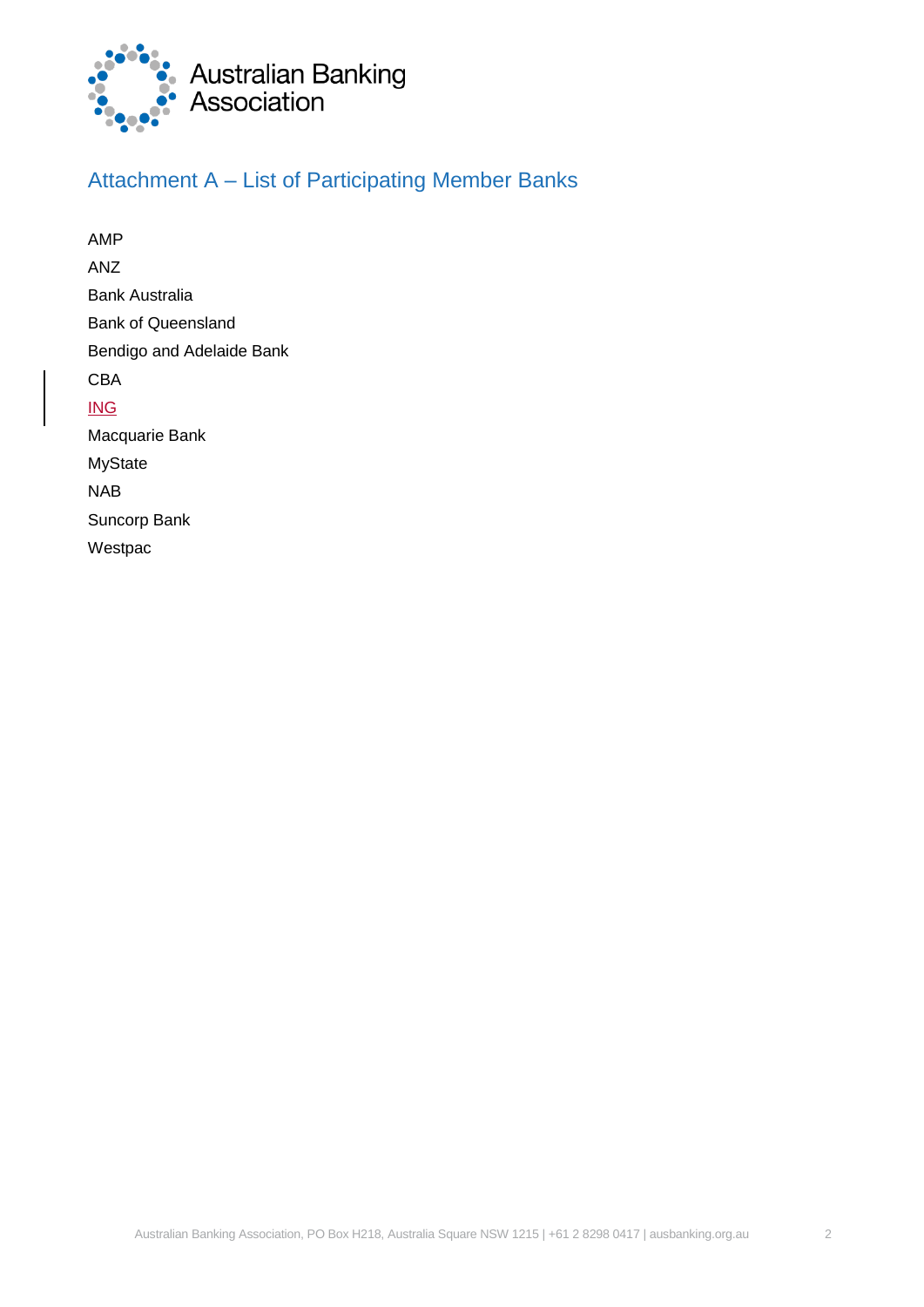## Attachment A – List of Participating Member Banks

AMP

ANZ

Bank Australia

Bank of Queensland

Bendigo and Adelaide Bank

CBA

ING

Macquarie Bank

MyState

NAB

Suncorp Bank

Westpac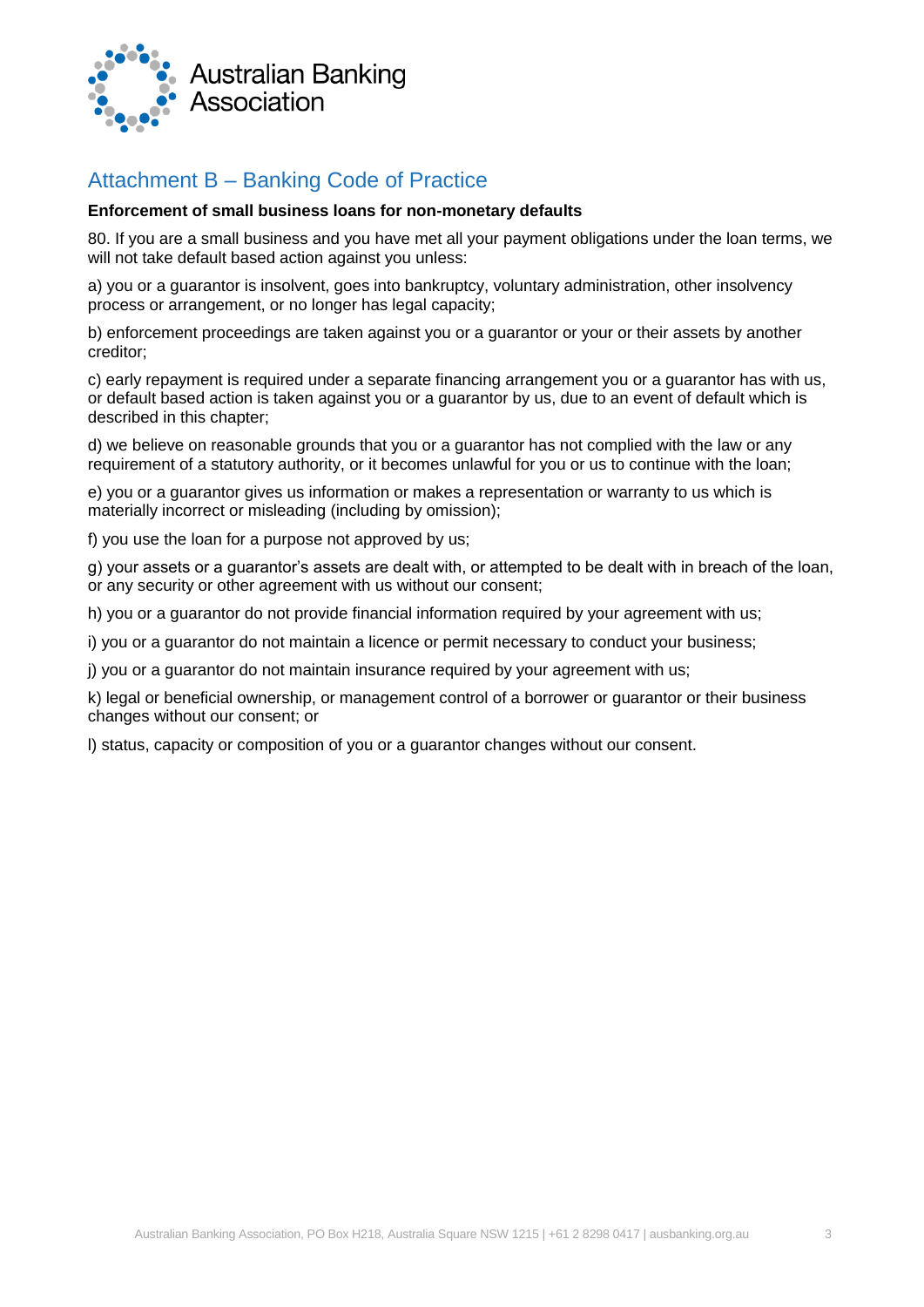## Attachment B – Banking Code of Practice

**Enforcement of small business loans for non-monetary defaults**

80. If you are a small business and you have met all your payment obligations under the loan terms, we will not take default based action against you unless:

a) you or a guarantor is insolvent, goes into bankruptcy, voluntary administration, other insolvency process or arrangement, or no longer has legal capacity;

b) enforcement proceedings are taken against you or a guarantor or your or their assets by another creditor;

c) early repayment is required under a separate financing arrangement you or a guarantor has with us, or default based action is taken against you or a guarantor by us, due to an event of default which is described in this chapter;

d) we believe on reasonable grounds that you or a guarantor has not complied with the law or any requirement of a statutory authority, or it becomes unlawful for you or us to continue with the loan;

e) you or a guarantor gives us information or makes a representation or warranty to us which is materially incorrect or misleading (including by omission);

f) you use the loan for a purpose not approved by us;

g) your assets or a guarantor's assets are dealt with, or attempted to be dealt with in breach of the loan, or any security or other agreement with us without our consent;

h) you or a guarantor do not provide financial information required by your agreement with us;

i) you or a guarantor do not maintain a licence or permit necessary to conduct your business;

j) you or a guarantor do not maintain insurance required by your agreement with us;

k) legal or beneficial ownership, or management control of a borrower or guarantor or their business changes without our consent; or

l) status, capacity or composition of you or a guarantor changes without our consent.